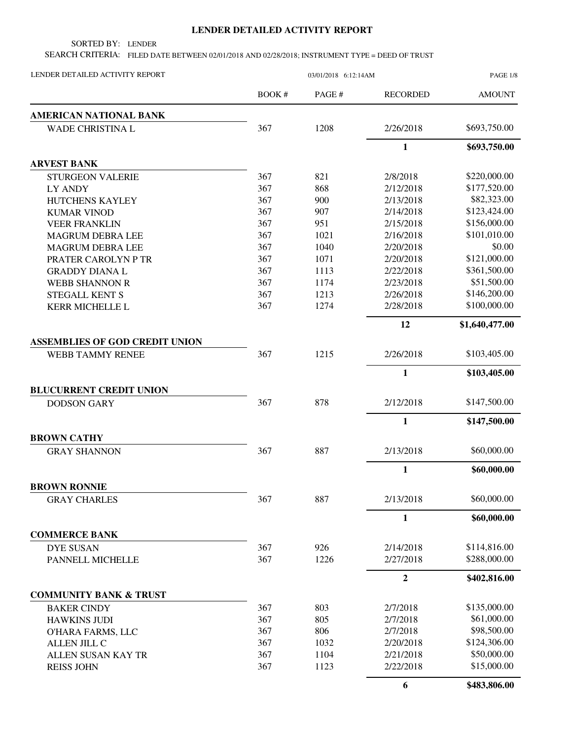# LENDER DETAILED ACTIVITY REPORT

SORTED BY: LENDER

SEARCH CRITERIA: FILED DATE BETWEEN 02/01/2018 AND 02/28/2018; INSTRUMENT TYPE = DEED OF TRUST

LENDER DETAILED ACTIVITY REPORT 03/01/2018 6:12:14AM

| | BOOK # | PAGE # | RECORDED | AMOUNT |
|---|---|---|---|---|
| **AMERICAN NATIONAL BANK** | | | | |
| WADE CHRISTINA L | 367 | 1208 | 2/26/2018 | $693,750.00 |
| | | | **1** | **$693,750.00** |
| **ARVEST BANK** | | | | |
| STURGEON VALERIE | 367 | 821 | 2/8/2018 | $220,000.00 |
| LY ANDY | 367 | 868 | 2/12/2018 | $177,520.00 |
| HUTCHENS KAYLEY | 367 | 900 | 2/13/2018 | $82,323.00 |
| KUMAR VINOD | 367 | 907 | 2/14/2018 | $123,424.00 |
| VEER FRANKLIN | 367 | 951 | 2/15/2018 | $156,000.00 |
| MAGRUM DEBRA LEE | 367 | 1021 | 2/16/2018 | $101,010.00 |
| MAGRUM DEBRA LEE | 367 | 1040 | 2/20/2018 | $0.00 |
| PRATER CAROLYN P TR | 367 | 1071 | 2/20/2018 | $121,000.00 |
| GRADDY DIANA L | 367 | 1113 | 2/22/2018 | $361,500.00 |
| WEBB SHANNON R | 367 | 1174 | 2/23/2018 | $51,500.00 |
| STEGALL KENT S | 367 | 1213 | 2/26/2018 | $146,200.00 |
| KERR MICHELLE L | 367 | 1274 | 2/28/2018 | $100,000.00 |
| | | | **12** | **$1,640,477.00** |
| **ASSEMBLIES OF GOD CREDIT UNION** | | | | |
| WEBB TAMMY RENEE | 367 | 1215 | 2/26/2018 | $103,405.00 |
| | | | **1** | **$103,405.00** |
| **BLUCURRENT CREDIT UNION** | | | | |
| DODSON GARY | 367 | 878 | 2/12/2018 | $147,500.00 |
| | | | **1** | **$147,500.00** |
| **BROWN CATHY** | | | | |
| GRAY SHANNON | 367 | 887 | 2/13/2018 | $60,000.00 |
| | | | **1** | **$60,000.00** |
| **BROWN RONNIE** | | | | |
| GRAY CHARLES | 367 | 887 | 2/13/2018 | $60,000.00 |
| | | | **1** | **$60,000.00** |
| **COMMERCE BANK** | | | | |
| DYE SUSAN | 367 | 926 | 2/14/2018 | $114,816.00 |
| PANNELL MICHELLE | 367 | 1226 | 2/27/2018 | $288,000.00 |
| | | | **2** | **$402,816.00** |
| **COMMUNITY BANK & TRUST** | | | | |
| BAKER CINDY | 367 | 803 | 2/7/2018 | $135,000.00 |
| HAWKINS JUDI | 367 | 805 | 2/7/2018 | $61,000.00 |
| O'HARA FARMS, LLC | 367 | 806 | 2/7/2018 | $98,500.00 |
| ALLEN JILL C | 367 | 1032 | 2/20/2018 | $124,306.00 |
| ALLEN SUSAN KAY TR | 367 | 1104 | 2/21/2018 | $50,000.00 |
| REISS JOHN | 367 | 1123 | 2/22/2018 | $15,000.00 |
| | | | **6** | **$483,806.00** |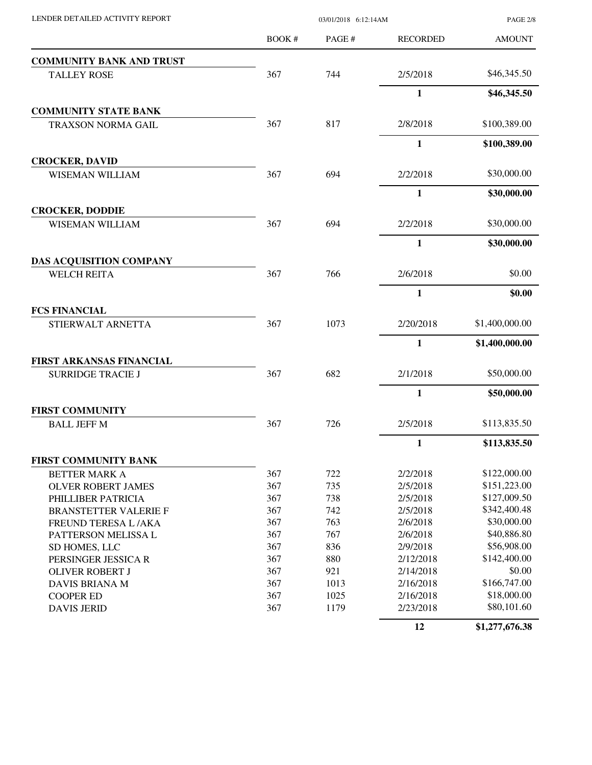| | BOOK # | PAGE # | RECORDED | AMOUNT |
|---|---|---|---|---|
| **COMMUNITY BANK AND TRUST** | | | | |
| TALLEY ROSE | 367 | 744 | 2/5/2018 | $46,345.50 |
| | | | **1** | **$46,345.50** |
| **COMMUNITY STATE BANK** | | | | |
| TRAXSON NORMA GAIL | 367 | 817 | 2/8/2018 | $100,389.00 |
| | | | **1** | **$100,389.00** |
| **CROCKER, DAVID** | | | | |
| WISEMAN WILLIAM | 367 | 694 | 2/2/2018 | $30,000.00 |
| | | | **1** | **$30,000.00** |
| **CROCKER, DODDIE** | | | | |
| WISEMAN WILLIAM | 367 | 694 | 2/2/2018 | $30,000.00 |
| | | | **1** | **$30,000.00** |
| **DAS ACQUISITION COMPANY** | | | | |
| WELCH REITA | 367 | 766 | 2/6/2018 | $0.00 |
| | | | **1** | **$0.00** |
| **FCS FINANCIAL** | | | | |
| STIERWALT ARNETTA | 367 | 1073 | 2/20/2018 | $1,400,000.00 |
| | | | **1** | **$1,400,000.00** |
| **FIRST ARKANSAS FINANCIAL** | | | | |
| SURRIDGE TRACIE J | 367 | 682 | 2/1/2018 | $50,000.00 |
| | | | **1** | **$50,000.00** |
| **FIRST COMMUNITY** | | | | |
| BALL JEFF M | 367 | 726 | 2/5/2018 | $113,835.50 |
| | | | **1** | **$113,835.50** |
| **FIRST COMMUNITY BANK** | | | | |
| BETTER MARK A | 367 | 722 | 2/2/2018 | $122,000.00 |
| OLVER ROBERT JAMES | 367 | 735 | 2/5/2018 | $151,223.00 |
| PHILLIBER PATRICIA | 367 | 738 | 2/5/2018 | $127,009.50 |
| BRANSTETTER VALERIE F | 367 | 742 | 2/5/2018 | $342,400.48 |
| FREUND TERESA L /AKA | 367 | 763 | 2/6/2018 | $30,000.00 |
| PATTERSON MELISSA L | 367 | 767 | 2/6/2018 | $40,886.80 |
| SD HOMES, LLC | 367 | 836 | 2/9/2018 | $56,908.00 |
| PERSINGER JESSICA R | 367 | 880 | 2/12/2018 | $142,400.00 |
| OLIVER ROBERT J | 367 | 921 | 2/14/2018 | $0.00 |
| DAVIS BRIANA M | 367 | 1013 | 2/16/2018 | $166,747.00 |
| COOPER ED | 367 | 1025 | 2/16/2018 | $18,000.00 |
| DAVIS JERID | 367 | 1179 | 2/23/2018 | $80,101.60 |
| | | | **12** | **$1,277,676.38** |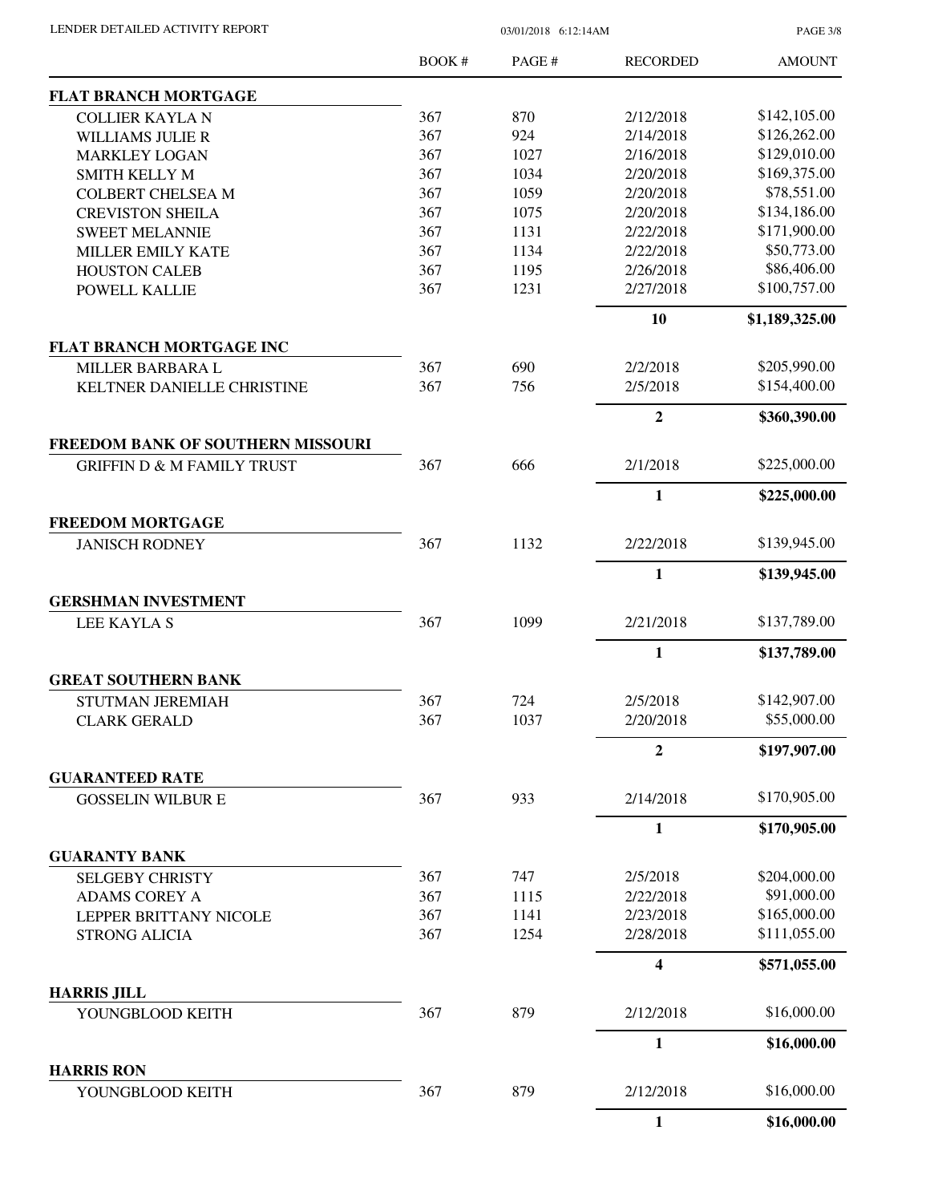| | BOOK # | PAGE # | RECORDED | AMOUNT |
|---|---|---|---|---|
| **FLAT BRANCH MORTGAGE** | | | | |
| COLLIER KAYLA N | 367 | 870 | 2/12/2018 | $142,105.00 |
| WILLIAMS JULIE R | 367 | 924 | 2/14/2018 | $126,262.00 |
| MARKLEY LOGAN | 367 | 1027 | 2/16/2018 | $129,010.00 |
| SMITH KELLY M | 367 | 1034 | 2/20/2018 | $169,375.00 |
| COLBERT CHELSEA M | 367 | 1059 | 2/20/2018 | $78,551.00 |
| CREVISTON SHEILA | 367 | 1075 | 2/20/2018 | $134,186.00 |
| SWEET MELANNIE | 367 | 1131 | 2/22/2018 | $171,900.00 |
| MILLER EMILY KATE | 367 | 1134 | 2/22/2018 | $50,773.00 |
| HOUSTON CALEB | 367 | 1195 | 2/26/2018 | $86,406.00 |
| POWELL KALLIE | 367 | 1231 | 2/27/2018 | $100,757.00 |
| | | | **10** | **$1,189,325.00** |
| **FLAT BRANCH MORTGAGE INC** | | | | |
| MILLER BARBARA L | 367 | 690 | 2/2/2018 | $205,990.00 |
| KELTNER DANIELLE CHRISTINE | 367 | 756 | 2/5/2018 | $154,400.00 |
| | | | **2** | **$360,390.00** |
| **FREEDOM BANK OF SOUTHERN MISSOURI** | | | | |
| GRIFFIN D & M FAMILY TRUST | 367 | 666 | 2/1/2018 | $225,000.00 |
| | | | **1** | **$225,000.00** |
| **FREEDOM MORTGAGE** | | | | |
| JANISCH RODNEY | 367 | 1132 | 2/22/2018 | $139,945.00 |
| | | | **1** | **$139,945.00** |
| **GERSHMAN INVESTMENT** | | | | |
| LEE KAYLA S | 367 | 1099 | 2/21/2018 | $137,789.00 |
| | | | **1** | **$137,789.00** |
| **GREAT SOUTHERN BANK** | | | | |
| STUTMAN JEREMIAH | 367 | 724 | 2/5/2018 | $142,907.00 |
| CLARK GERALD | 367 | 1037 | 2/20/2018 | $55,000.00 |
| | | | **2** | **$197,907.00** |
| **GUARANTEED RATE** | | | | |
| GOSSELIN WILBUR E | 367 | 933 | 2/14/2018 | $170,905.00 |
| | | | **1** | **$170,905.00** |
| **GUARANTY BANK** | | | | |
| SELGEBY CHRISTY | 367 | 747 | 2/5/2018 | $204,000.00 |
| ADAMS COREY A | 367 | 1115 | 2/22/2018 | $91,000.00 |
| LEPPER BRITTANY NICOLE | 367 | 1141 | 2/23/2018 | $165,000.00 |
| STRONG ALICIA | 367 | 1254 | 2/28/2018 | $111,055.00 |
| | | | **4** | **$571,055.00** |
| **HARRIS JILL** | | | | |
| YOUNGBLOOD KEITH | 367 | 879 | 2/12/2018 | $16,000.00 |
| | | | **1** | **$16,000.00** |
| **HARRIS RON** | | | | |
| YOUNGBLOOD KEITH | 367 | 879 | 2/12/2018 | $16,000.00 |
| | | | **1** | **$16,000.00** |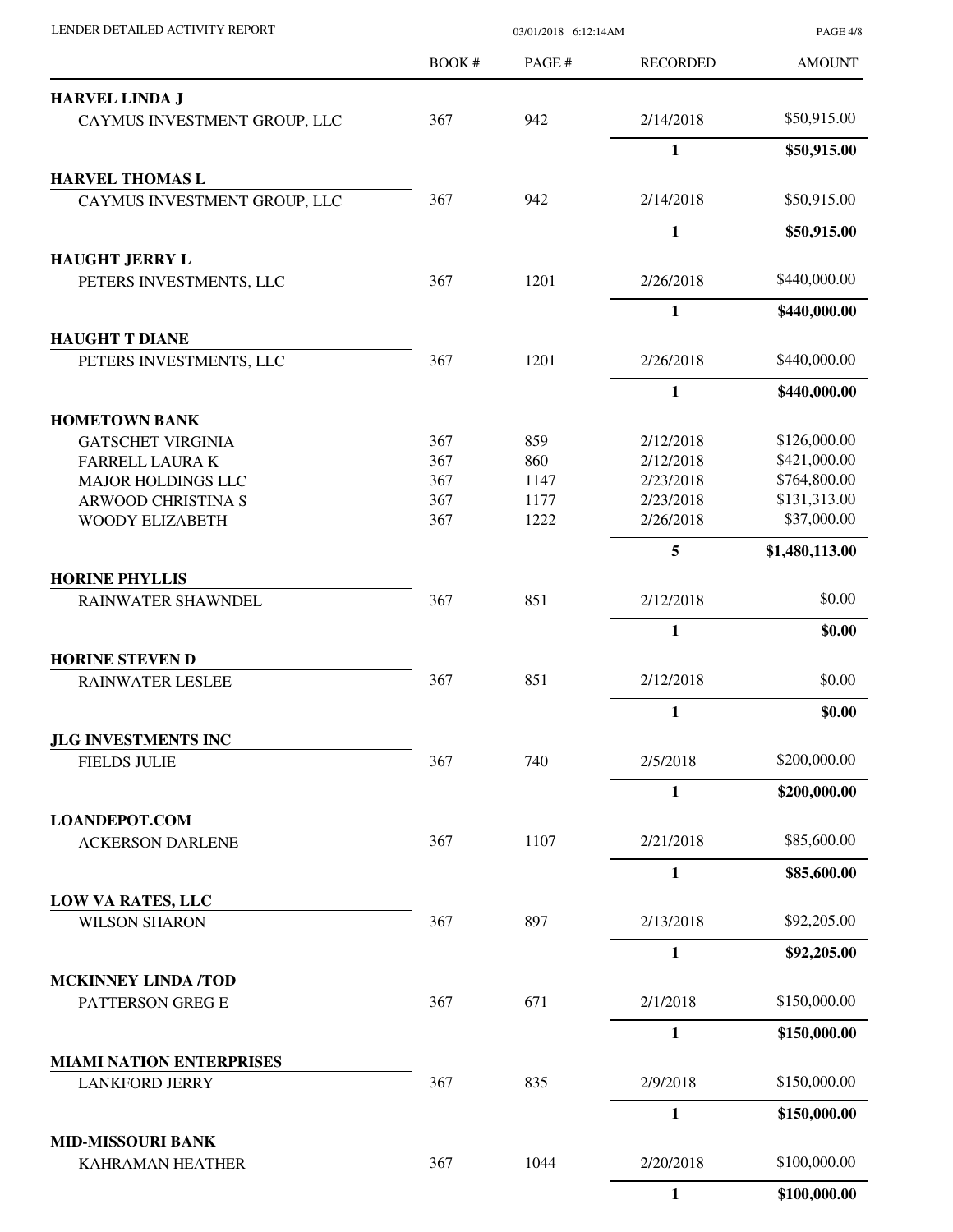| | BOOK # | PAGE # | RECORDED | AMOUNT |
|---|---|---|---|---|
| **HARVEL LINDA J** | | | | |
| CAYMUS INVESTMENT GROUP, LLC | 367 | 942 | 2/14/2018 | $50,915.00 |
| | | | **1** | **$50,915.00** |
| **HARVEL THOMAS L** | | | | |
| CAYMUS INVESTMENT GROUP, LLC | 367 | 942 | 2/14/2018 | $50,915.00 |
| | | | **1** | **$50,915.00** |
| **HAUGHT JERRY L** | | | | |
| PETERS INVESTMENTS, LLC | 367 | 1201 | 2/26/2018 | $440,000.00 |
| | | | **1** | **$440,000.00** |
| **HAUGHT T DIANE** | | | | |
| PETERS INVESTMENTS, LLC | 367 | 1201 | 2/26/2018 | $440,000.00 |
| | | | **1** | **$440,000.00** |
| **HOMETOWN BANK** | | | | |
| GATSCHET VIRGINIA | 367 | 859 | 2/12/2018 | $126,000.00 |
| FARRELL LAURA K | 367 | 860 | 2/12/2018 | $421,000.00 |
| MAJOR HOLDINGS LLC | 367 | 1147 | 2/23/2018 | $764,800.00 |
| ARWOOD CHRISTINA S | 367 | 1177 | 2/23/2018 | $131,313.00 |
| WOODY ELIZABETH | 367 | 1222 | 2/26/2018 | $37,000.00 |
| | | | **5** | **$1,480,113.00** |
| **HORINE PHYLLIS** | | | | |
| RAINWATER SHAWNDEL | 367 | 851 | 2/12/2018 | $0.00 |
| | | | **1** | **$0.00** |
| **HORINE STEVEN D** | | | | |
| RAINWATER LESLEE | 367 | 851 | 2/12/2018 | $0.00 |
| | | | **1** | **$0.00** |
| **JLG INVESTMENTS INC** | | | | |
| FIELDS JULIE | 367 | 740 | 2/5/2018 | $200,000.00 |
| | | | **1** | **$200,000.00** |
| **LOANDEPOT.COM** | | | | |
| ACKERSON DARLENE | 367 | 1107 | 2/21/2018 | $85,600.00 |
| | | | **1** | **$85,600.00** |
| **LOW VA RATES, LLC** | | | | |
| WILSON SHARON | 367 | 897 | 2/13/2018 | $92,205.00 |
| | | | **1** | **$92,205.00** |
| **MCKINNEY LINDA /TOD** | | | | |
| PATTERSON GREG E | 367 | 671 | 2/1/2018 | $150,000.00 |
| | | | **1** | **$150,000.00** |
| **MIAMI NATION ENTERPRISES** | | | | |
| LANKFORD JERRY | 367 | 835 | 2/9/2018 | $150,000.00 |
| | | | **1** | **$150,000.00** |
| **MID-MISSOURI BANK** | | | | |
| KAHRAMAN HEATHER | 367 | 1044 | 2/20/2018 | $100,000.00 |
| | | | **1** | **$100,000.00** |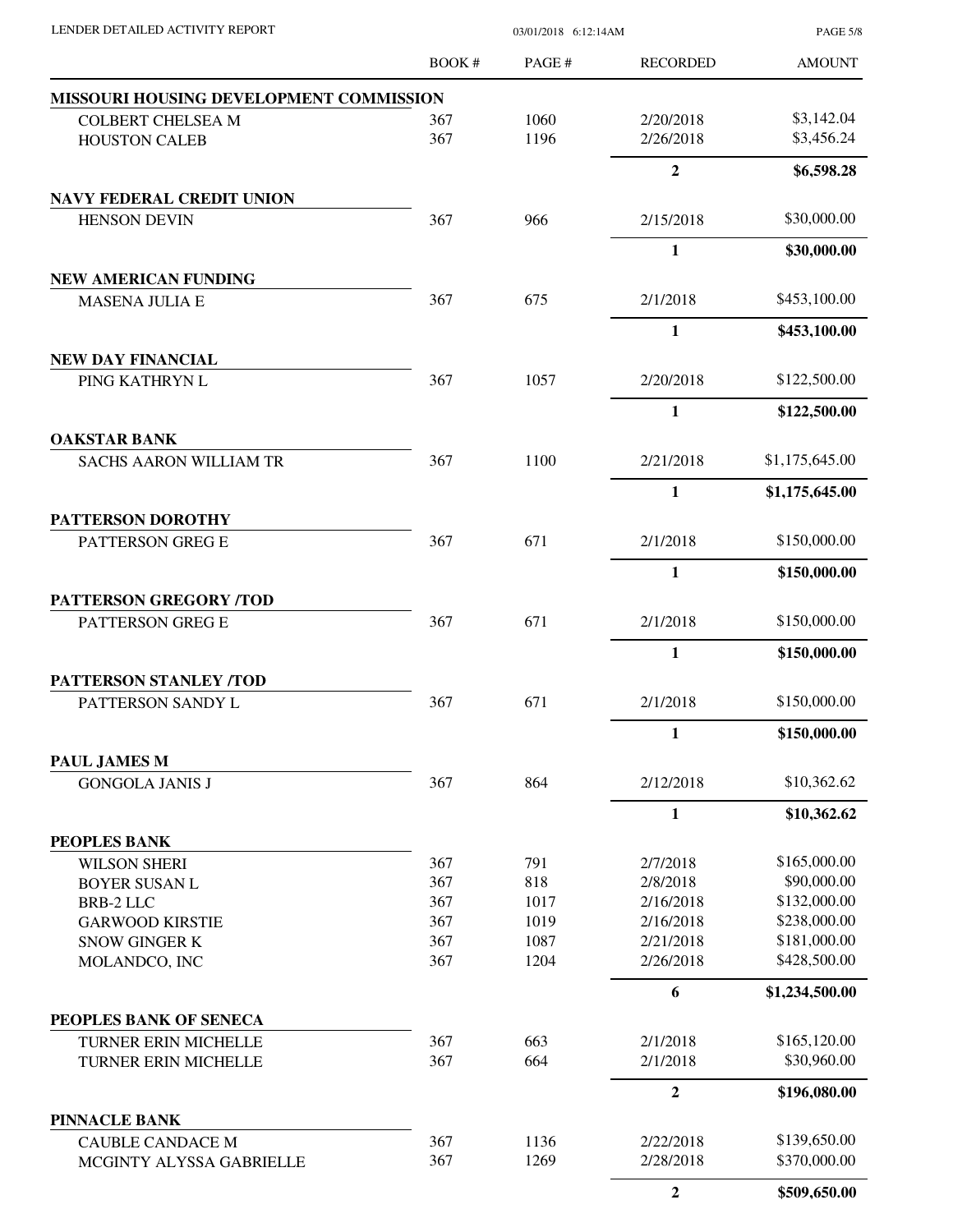| | BOOK # | PAGE # | RECORDED | AMOUNT |
|---|---|---|---|---|
| **MISSOURI HOUSING DEVELOPMENT COMMISSION** | | | | |
| COLBERT CHELSEA M | 367 | 1060 | 2/20/2018 | $3,142.04 |
| HOUSTON CALEB | 367 | 1196 | 2/26/2018 | $3,456.24 |
| | | | **2** | **$6,598.28** |
| **NAVY FEDERAL CREDIT UNION** | | | | |
| HENSON DEVIN | 367 | 966 | 2/15/2018 | $30,000.00 |
| | | | **1** | **$30,000.00** |
| **NEW AMERICAN FUNDING** | | | | |
| MASENA JULIA E | 367 | 675 | 2/1/2018 | $453,100.00 |
| | | | **1** | **$453,100.00** |
| **NEW DAY FINANCIAL** | | | | |
| PING KATHRYN L | 367 | 1057 | 2/20/2018 | $122,500.00 |
| | | | **1** | **$122,500.00** |
| **OAKSTAR BANK** | | | | |
| SACHS AARON WILLIAM TR | 367 | 1100 | 2/21/2018 | $1,175,645.00 |
| | | | **1** | **$1,175,645.00** |
| **PATTERSON DOROTHY** | | | | |
| PATTERSON GREG E | 367 | 671 | 2/1/2018 | $150,000.00 |
| | | | **1** | **$150,000.00** |
| **PATTERSON GREGORY /TOD** | | | | |
| PATTERSON GREG E | 367 | 671 | 2/1/2018 | $150,000.00 |
| | | | **1** | **$150,000.00** |
| **PATTERSON STANLEY /TOD** | | | | |
| PATTERSON SANDY L | 367 | 671 | 2/1/2018 | $150,000.00 |
| | | | **1** | **$150,000.00** |
| **PAUL JAMES M** | | | | |
| GONGOLA JANIS J | 367 | 864 | 2/12/2018 | $10,362.62 |
| | | | **1** | **$10,362.62** |
| **PEOPLES BANK** | | | | |
| WILSON SHERI | 367 | 791 | 2/7/2018 | $165,000.00 |
| BOYER SUSAN L | 367 | 818 | 2/8/2018 | $90,000.00 |
| BRB-2 LLC | 367 | 1017 | 2/16/2018 | $132,000.00 |
| GARWOOD KIRSTIE | 367 | 1019 | 2/16/2018 | $238,000.00 |
| SNOW GINGER K | 367 | 1087 | 2/21/2018 | $181,000.00 |
| MOLANDCO, INC | 367 | 1204 | 2/26/2018 | $428,500.00 |
| | | | **6** | **$1,234,500.00** |
| **PEOPLES BANK OF SENECA** | | | | |
| TURNER ERIN MICHELLE | 367 | 663 | 2/1/2018 | $165,120.00 |
| TURNER ERIN MICHELLE | 367 | 664 | 2/1/2018 | $30,960.00 |
| | | | **2** | **$196,080.00** |
| **PINNACLE BANK** | | | | |
| CAUBLE CANDACE M | 367 | 1136 | 2/22/2018 | $139,650.00 |
| MCGINTY ALYSSA GABRIELLE | 367 | 1269 | 2/28/2018 | $370,000.00 |
| | | | **2** | **$509,650.00** |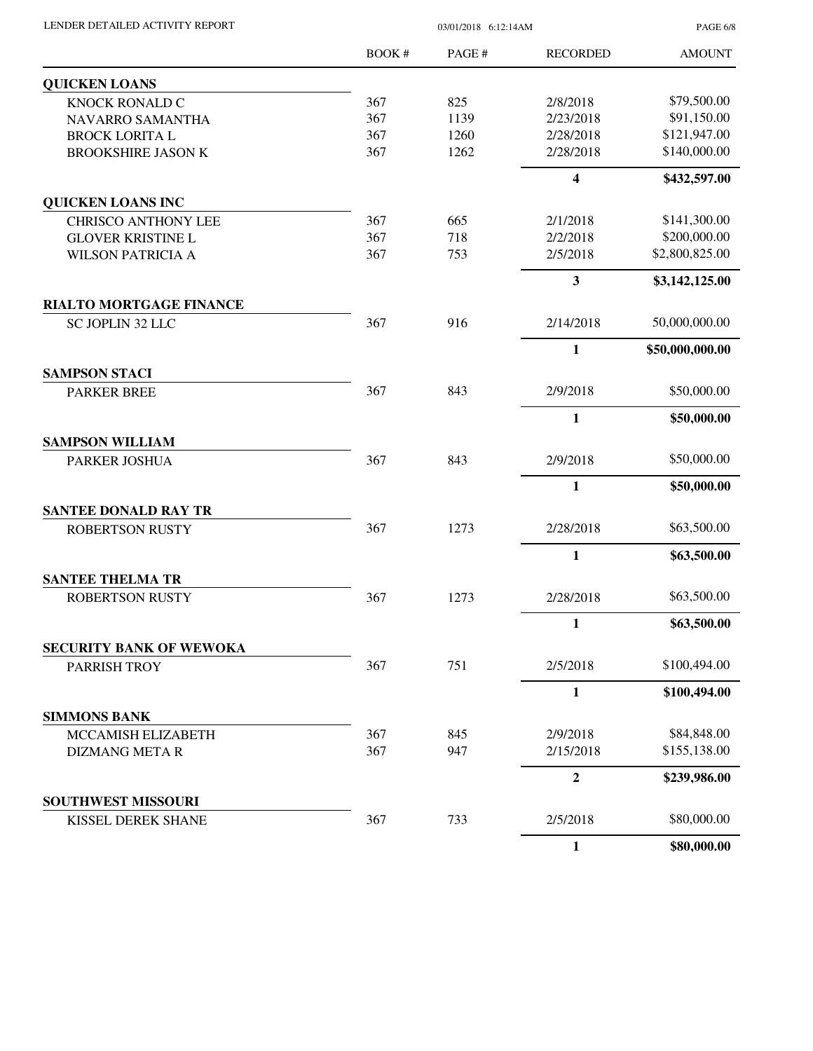| | BOOK # | PAGE # | RECORDED | AMOUNT |
|---|---|---|---|---|
| **QUICKEN LOANS** | | | | |
| KNOCK RONALD C | 367 | 825 | 2/8/2018 | $79,500.00 |
| NAVARRO SAMANTHA | 367 | 1139 | 2/23/2018 | $91,150.00 |
| BROCK LORITA L | 367 | 1260 | 2/28/2018 | $121,947.00 |
| BROOKSHIRE JASON K | 367 | 1262 | 2/28/2018 | $140,000.00 |
| | | | **4** | **$432,597.00** |
| **QUICKEN LOANS INC** | | | | |
| CHRISCO ANTHONY LEE | 367 | 665 | 2/1/2018 | $141,300.00 |
| GLOVER KRISTINE L | 367 | 718 | 2/2/2018 | $200,000.00 |
| WILSON PATRICIA A | 367 | 753 | 2/5/2018 | $2,800,825.00 |
| | | | **3** | **$3,142,125.00** |
| **RIALTO MORTGAGE FINANCE** | | | | |
| SC JOPLIN 32 LLC | 367 | 916 | 2/14/2018 | 50,000,000.00 |
| | | | **1** | **$50,000,000.00** |
| **SAMPSON STACI** | | | | |
| PARKER BREE | 367 | 843 | 2/9/2018 | $50,000.00 |
| | | | **1** | **$50,000.00** |
| **SAMPSON WILLIAM** | | | | |
| PARKER JOSHUA | 367 | 843 | 2/9/2018 | $50,000.00 |
| | | | **1** | **$50,000.00** |
| **SANTEE DONALD RAY TR** | | | | |
| ROBERTSON RUSTY | 367 | 1273 | 2/28/2018 | $63,500.00 |
| | | | **1** | **$63,500.00** |
| **SANTEE THELMA TR** | | | | |
| ROBERTSON RUSTY | 367 | 1273 | 2/28/2018 | $63,500.00 |
| | | | **1** | **$63,500.00** |
| **SECURITY BANK OF WEWOKA** | | | | |
| PARRISH TROY | 367 | 751 | 2/5/2018 | $100,494.00 |
| | | | **1** | **$100,494.00** |
| **SIMMONS BANK** | | | | |
| MCCAMISH ELIZABETH | 367 | 845 | 2/9/2018 | $84,848.00 |
| DIZMANG META R | 367 | 947 | 2/15/2018 | $155,138.00 |
| | | | **2** | **$239,986.00** |
| **SOUTHWEST MISSOURI** | | | | |
| KISSEL DEREK SHANE | 367 | 733 | 2/5/2018 | $80,000.00 |
| | | | **1** | **$80,000.00** |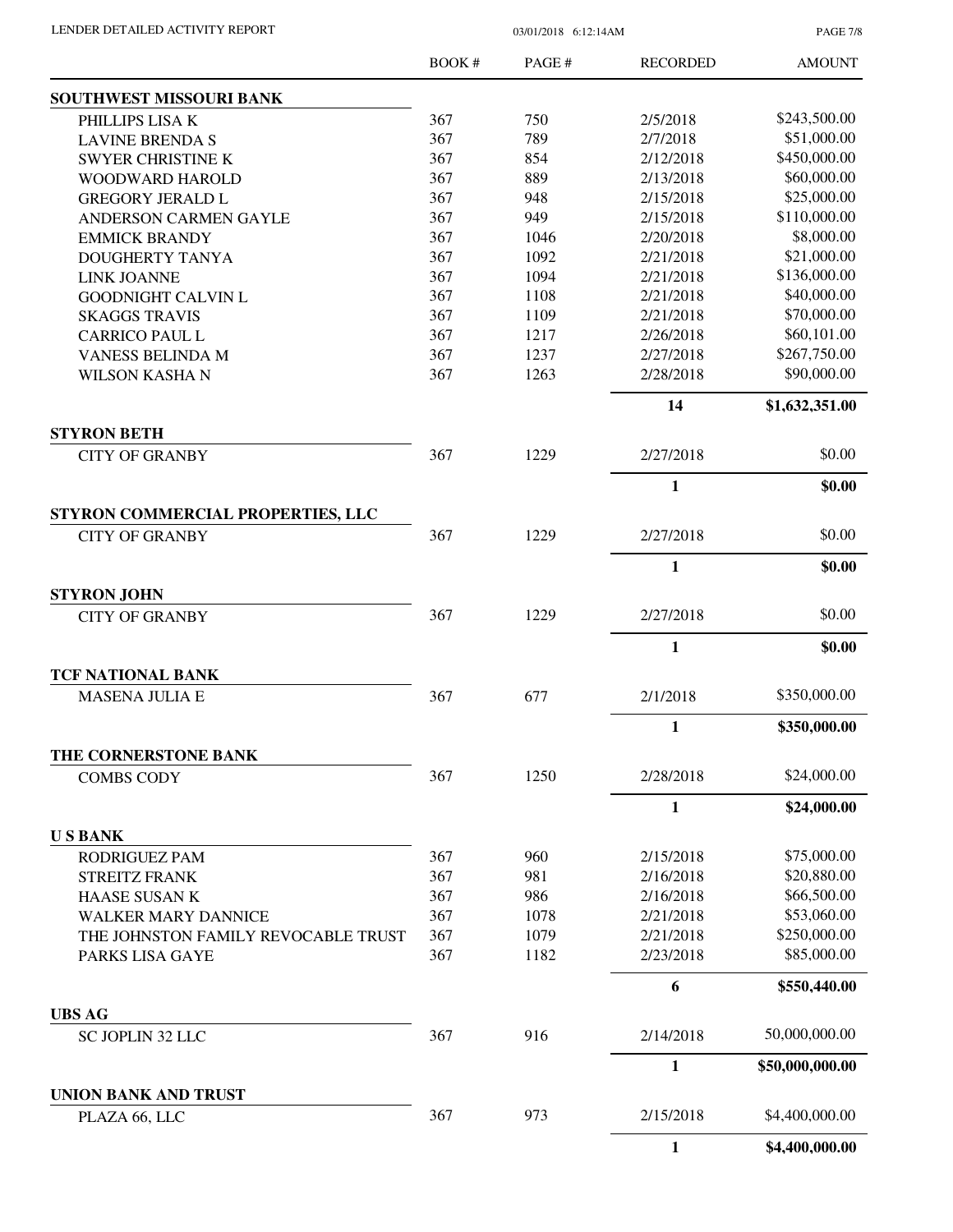| | BOOK # | PAGE # | RECORDED | AMOUNT |
|---|---|---|---|---|
| **SOUTHWEST MISSOURI BANK** | | | | |
| PHILLIPS LISA K | 367 | 750 | 2/5/2018 | \$243,500.00 |
| LAVINE BRENDA S | 367 | 789 | 2/7/2018 | \$51,000.00 |
| SWYER CHRISTINE K | 367 | 854 | 2/12/2018 | \$450,000.00 |
| WOODWARD HAROLD | 367 | 889 | 2/13/2018 | \$60,000.00 |
| GREGORY JERALD L | 367 | 948 | 2/15/2018 | \$25,000.00 |
| ANDERSON CARMEN GAYLE | 367 | 949 | 2/15/2018 | \$110,000.00 |
| EMMICK BRANDY | 367 | 1046 | 2/20/2018 | \$8,000.00 |
| DOUGHERTY TANYA | 367 | 1092 | 2/21/2018 | \$21,000.00 |
| LINK JOANNE | 367 | 1094 | 2/21/2018 | \$136,000.00 |
| GOODNIGHT CALVIN L | 367 | 1108 | 2/21/2018 | \$40,000.00 |
| SKAGGS TRAVIS | 367 | 1109 | 2/21/2018 | \$70,000.00 |
| CARRICO PAUL L | 367 | 1217 | 2/26/2018 | \$60,101.00 |
| VANESS BELINDA M | 367 | 1237 | 2/27/2018 | \$267,750.00 |
| WILSON KASHA N | 367 | 1263 | 2/28/2018 | \$90,000.00 |
| | | | **14** | **\$1,632,351.00** |
| **STYRON BETH** | | | | |
| CITY OF GRANBY | 367 | 1229 | 2/27/2018 | \$0.00 |
| | | | **1** | **\$0.00** |
| **STYRON COMMERCIAL PROPERTIES, LLC** | | | | |
| CITY OF GRANBY | 367 | 1229 | 2/27/2018 | \$0.00 |
| | | | **1** | **\$0.00** |
| **STYRON JOHN** | | | | |
| CITY OF GRANBY | 367 | 1229 | 2/27/2018 | \$0.00 |
| | | | **1** | **\$0.00** |
| **TCF NATIONAL BANK** | | | | |
| MASENA JULIA E | 367 | 677 | 2/1/2018 | \$350,000.00 |
| | | | **1** | **\$350,000.00** |
| **THE CORNERSTONE BANK** | | | | |
| COMBS CODY | 367 | 1250 | 2/28/2018 | \$24,000.00 |
| | | | **1** | **\$24,000.00** |
| **U S BANK** | | | | |
| RODRIGUEZ PAM | 367 | 960 | 2/15/2018 | \$75,000.00 |
| STREITZ FRANK | 367 | 981 | 2/16/2018 | \$20,880.00 |
| HAASE SUSAN K | 367 | 986 | 2/16/2018 | \$66,500.00 |
| WALKER MARY DANNICE | 367 | 1078 | 2/21/2018 | \$53,060.00 |
| THE JOHNSTON FAMILY REVOCABLE TRUST | 367 | 1079 | 2/21/2018 | \$250,000.00 |
| PARKS LISA GAYE | 367 | 1182 | 2/23/2018 | \$85,000.00 |
| | | | **6** | **\$550,440.00** |
| **UBS AG** | | | | |
| SC JOPLIN 32 LLC | 367 | 916 | 2/14/2018 | 50,000,000.00 |
| | | | **1** | **\$50,000,000.00** |
| **UNION BANK AND TRUST** | | | | |
| PLAZA 66, LLC | 367 | 973 | 2/15/2018 | \$4,400,000.00 |
| | | | **1** | **\$4,400,000.00** |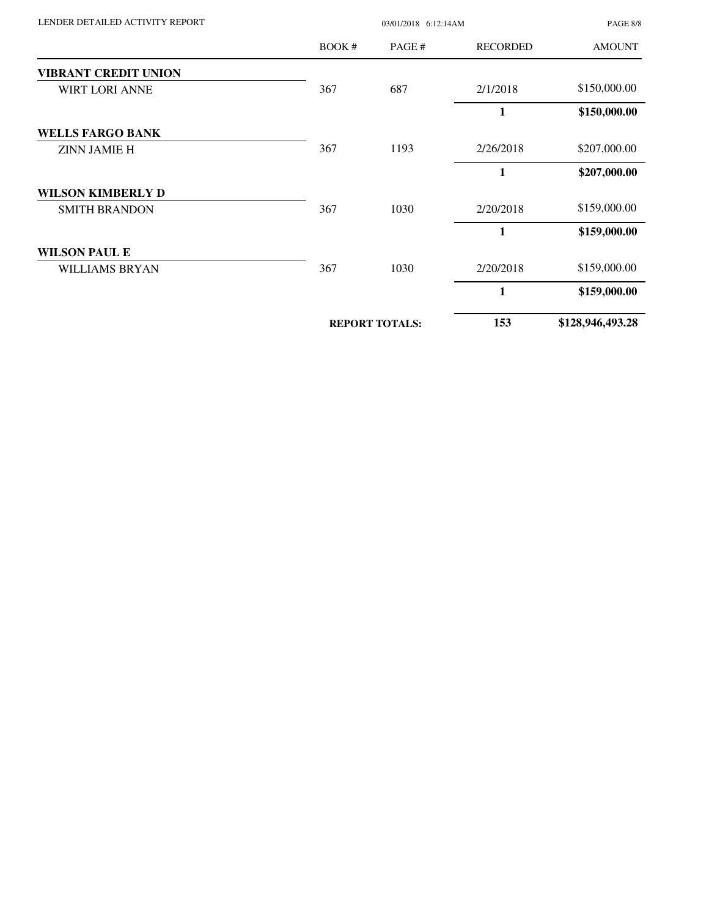| | BOOK # | PAGE # | RECORDED | AMOUNT |
|---|---|---|---|---|
| **VIBRANT CREDIT UNION** | | | | |
| WIRT LORI ANNE | 367 | 687 | 2/1/2018 | $150,000.00 |
| | | | **1** | **$150,000.00** |
| **WELLS FARGO BANK** | | | | |
| ZINN JAMIE H | 367 | 1193 | 2/26/2018 | $207,000.00 |
| | | | **1** | **$207,000.00** |
| **WILSON KIMBERLY D** | | | | |
| SMITH BRANDON | 367 | 1030 | 2/20/2018 | $159,000.00 |
| | | | **1** | **$159,000.00** |
| **WILSON PAUL E** | | | | |
| WILLIAMS BRYAN | 367 | 1030 | 2/20/2018 | $159,000.00 |
| | | | **1** | **$159,000.00** |
| | **REPORT TOTALS:** | | **153** | **$128,946,493.28** |